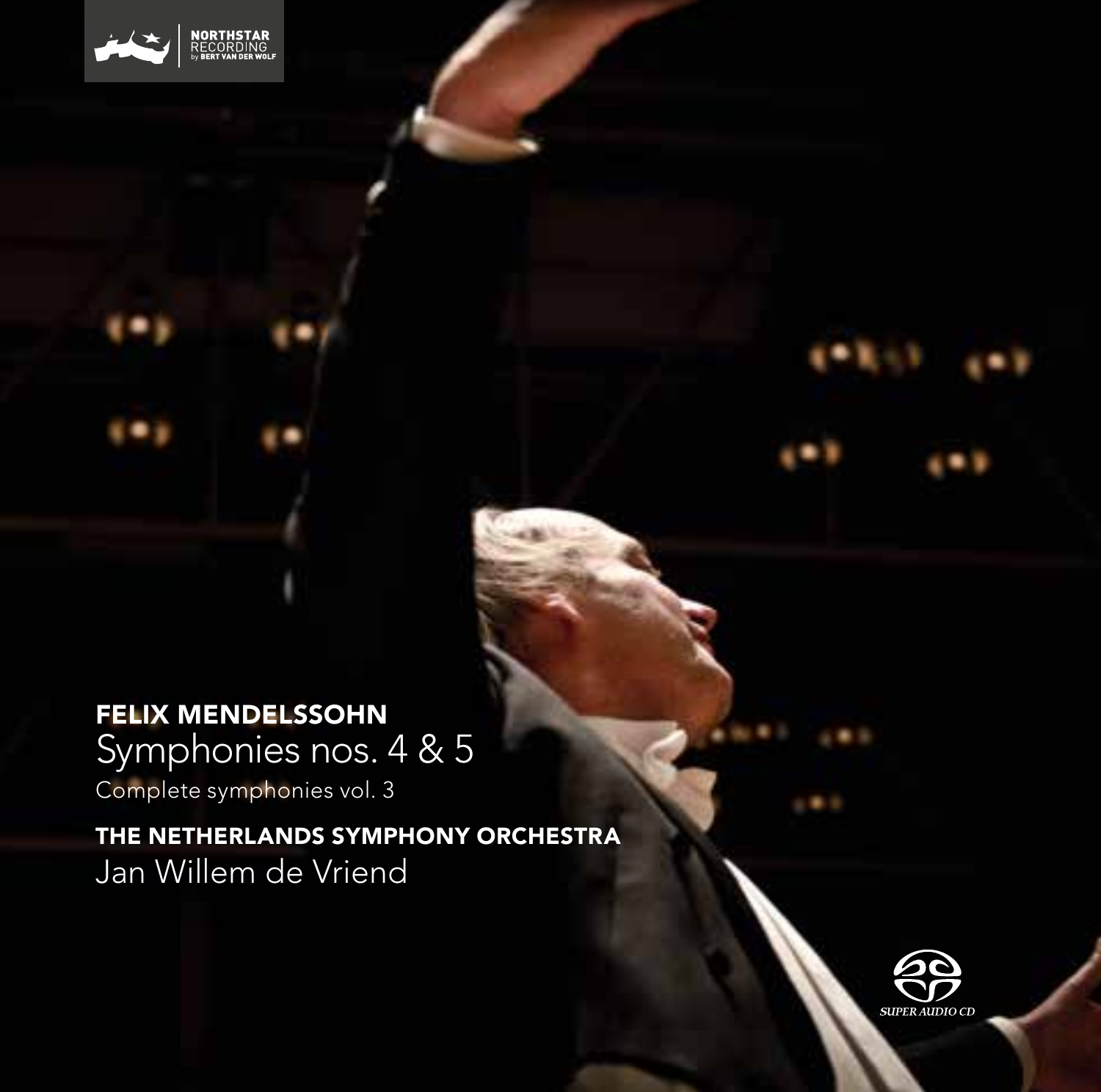NORTHSTAR RECORDING by BERT VAN DER WOLF

**FELIX MENDELSSOHN**

Symphonies nos. 4 & 5

Complete symphonies vol. 3

**THE NETHERLANDS SYMPHONY ORCHESTRA**

Jan Willem de Vriend

SUPER AUDIO CD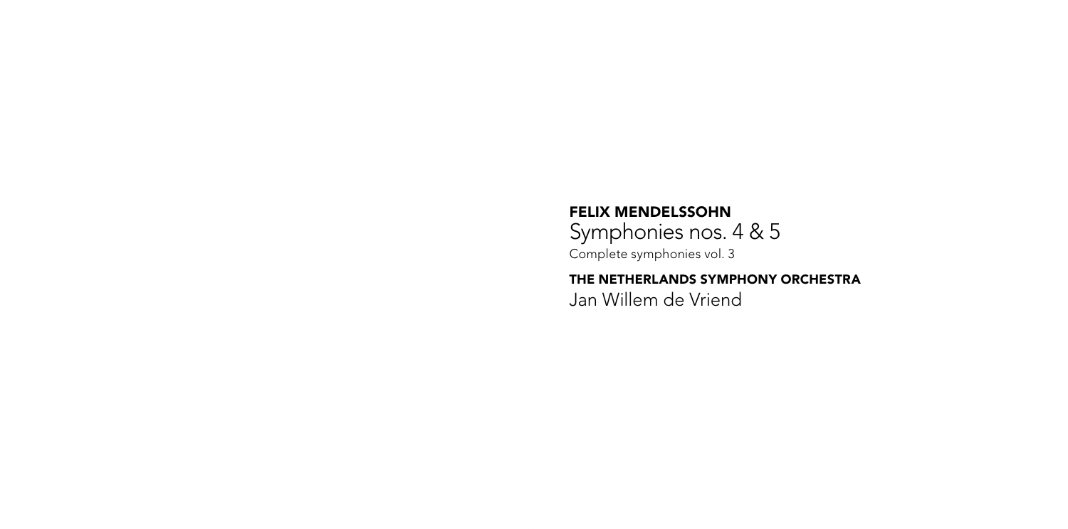**FELIX MENDELSSOHN**

Symphonies nos. 4 & 5

Complete symphonies vol. 3

**THE NETHERLANDS SYMPHONY ORCHESTRA**

Jan Willem de Vriend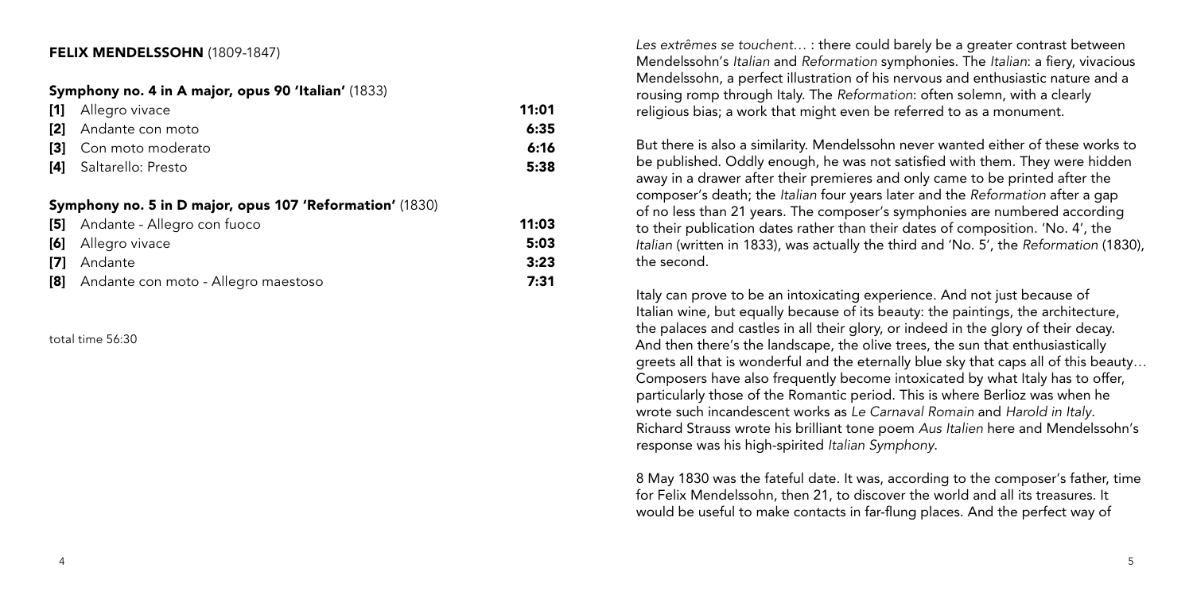## FELIX MENDELSSOHN (1809-1847)

### Symphony no. 4 in A major, opus 90 'Italian' (1833)

| | | |
|---|---|---|
| **[1]** | Allegro vivace | **11:01** |
| **[2]** | Andante con moto | **6:35** |
| **[3]** | Con moto moderato | **6:16** |
| **[4]** | Saltarello: Presto | **5:38** |

### Symphony no. 5 in D major, opus 107 'Reformation' (1830)

| | | |
|---|---|---|
| **[5]** | Andante - Allegro con fuoco | **11:03** |
| **[6]** | Allegro vivace | **5:03** |
| **[7]** | Andante | **3:23** |
| **[8]** | Andante con moto - Allegro maestoso | **7:31** |

total time 56:30

*Les extrêmes se touchent…* : there could barely be a greater contrast between Mendelssohn's *Italian* and *Reformation* symphonies. The *Italian*: a fiery, vivacious Mendelssohn, a perfect illustration of his nervous and enthusiastic nature and a rousing romp through Italy. The *Reformation*: often solemn, with a clearly religious bias; a work that might even be referred to as a monument.

But there is also a similarity. Mendelssohn never wanted either of these works to be published. Oddly enough, he was not satisfied with them. They were hidden away in a drawer after their premieres and only came to be printed after the composer's death; the *Italian* four years later and the *Reformation* after a gap of no less than 21 years. The composer's symphonies are numbered according to their publication dates rather than their dates of composition. 'No. 4', the *Italian* (written in 1833), was actually the third and 'No. 5', the *Reformation* (1830), the second.

Italy can prove to be an intoxicating experience. And not just because of Italian wine, but equally because of its beauty: the paintings, the architecture, the palaces and castles in all their glory, or indeed in the glory of their decay. And then there's the landscape, the olive trees, the sun that enthusiastically greets all that is wonderful and the eternally blue sky that caps all of this beauty… Composers have also frequently become intoxicated by what Italy has to offer, particularly those of the Romantic period. This is where Berlioz was when he wrote such incandescent works as *Le Carnaval Romain* and *Harold in Italy*. Richard Strauss wrote his brilliant tone poem *Aus Italien* here and Mendelssohn's response was his high-spirited *Italian Symphony*.

8 May 1830 was the fateful date. It was, according to the composer's father, time for Felix Mendelssohn, then 21, to discover the world and all its treasures. It would be useful to make contacts in far-flung places. And the perfect way of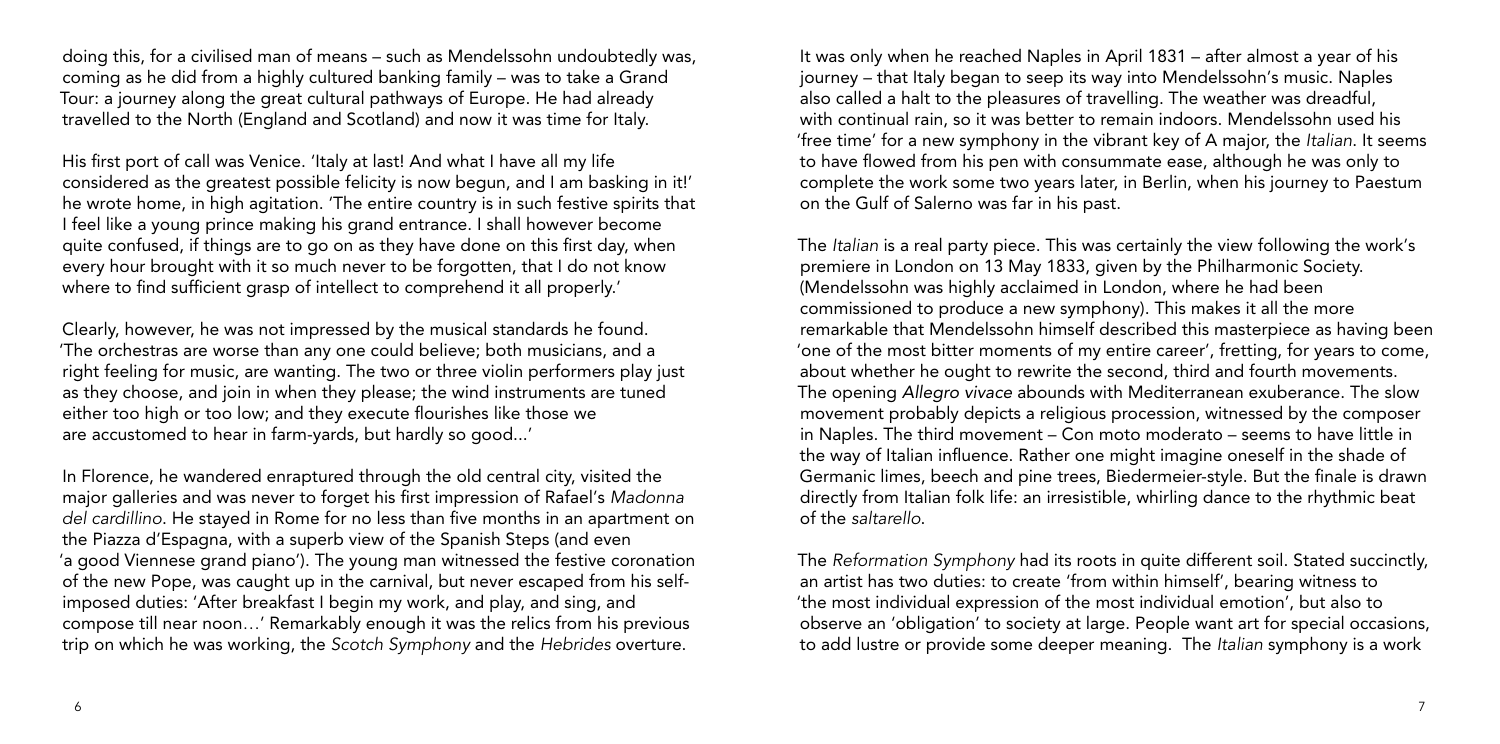doing this, for a civilised man of means – such as Mendelssohn undoubtedly was, coming as he did from a highly cultured banking family – was to take a Grand Tour: a journey along the great cultural pathways of Europe. He had already travelled to the North (England and Scotland) and now it was time for Italy.

His first port of call was Venice. 'Italy at last! And what I have all my life considered as the greatest possible felicity is now begun, and I am basking in it!' he wrote home, in high agitation. 'The entire country is in such festive spirits that I feel like a young prince making his grand entrance. I shall however become quite confused, if things are to go on as they have done on this first day, when every hour brought with it so much never to be forgotten, that I do not know where to find sufficient grasp of intellect to comprehend it all properly.'

Clearly, however, he was not impressed by the musical standards he found. 'The orchestras are worse than any one could believe; both musicians, and a right feeling for music, are wanting. The two or three violin performers play just as they choose, and join in when they please; the wind instruments are tuned either too high or too low; and they execute flourishes like those we are accustomed to hear in farm-yards, but hardly so good...'

In Florence, he wandered enraptured through the old central city, visited the major galleries and was never to forget his first impression of Rafael's *Madonna del cardillino*. He stayed in Rome for no less than five months in an apartment on the Piazza d'Espagna, with a superb view of the Spanish Steps (and even 'a good Viennese grand piano'). The young man witnessed the festive coronation of the new Pope, was caught up in the carnival, but never escaped from his self-imposed duties: 'After breakfast I begin my work, and play, and sing, and compose till near noon…' Remarkably enough it was the relics from his previous trip on which he was working, the *Scotch Symphony* and the *Hebrides* overture.

It was only when he reached Naples in April 1831 – after almost a year of his journey – that Italy began to seep its way into Mendelssohn's music. Naples also called a halt to the pleasures of travelling. The weather was dreadful, with continual rain, so it was better to remain indoors. Mendelssohn used his 'free time' for a new symphony in the vibrant key of A major, the *Italian*. It seems to have flowed from his pen with consummate ease, although he was only to complete the work some two years later, in Berlin, when his journey to Paestum on the Gulf of Salerno was far in his past.

The *Italian* is a real party piece. This was certainly the view following the work's premiere in London on 13 May 1833, given by the Philharmonic Society. (Mendelssohn was highly acclaimed in London, where he had been commissioned to produce a new symphony). This makes it all the more remarkable that Mendelssohn himself described this masterpiece as having been 'one of the most bitter moments of my entire career', fretting, for years to come, about whether he ought to rewrite the second, third and fourth movements. The opening *Allegro vivace* abounds with Mediterranean exuberance. The slow movement probably depicts a religious procession, witnessed by the composer in Naples. The third movement – Con moto moderato – seems to have little in the way of Italian influence. Rather one might imagine oneself in the shade of Germanic limes, beech and pine trees, Biedermeier-style. But the finale is drawn directly from Italian folk life: an irresistible, whirling dance to the rhythmic beat of the *saltarello*.

The *Reformation Symphony* had its roots in quite different soil. Stated succinctly, an artist has two duties: to create 'from within himself', bearing witness to 'the most individual expression of the most individual emotion', but also to observe an 'obligation' to society at large. People want art for special occasions, to add lustre or provide some deeper meaning. The *Italian* symphony is a work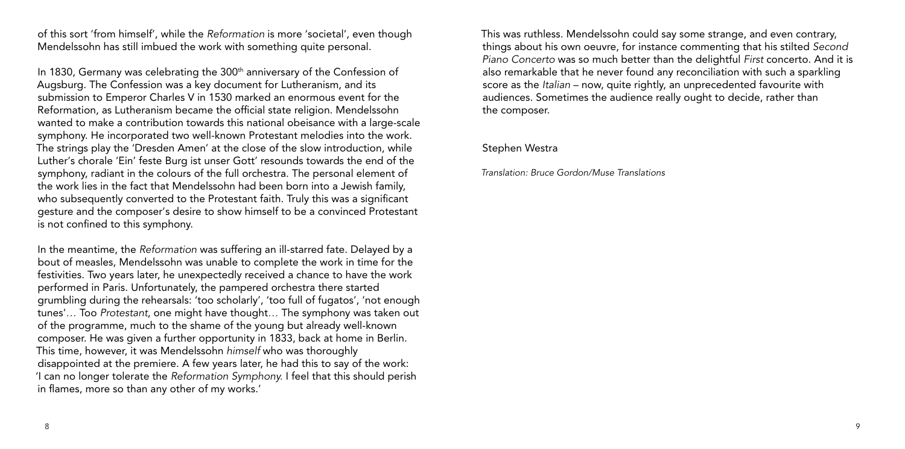of this sort 'from himself', while the *Reformation* is more 'societal', even though Mendelssohn has still imbued the work with something quite personal.

In 1830, Germany was celebrating the 300th anniversary of the Confession of Augsburg. The Confession was a key document for Lutheranism, and its submission to Emperor Charles V in 1530 marked an enormous event for the Reformation, as Lutheranism became the official state religion. Mendelssohn wanted to make a contribution towards this national obeisance with a large-scale symphony. He incorporated two well-known Protestant melodies into the work. The strings play the 'Dresden Amen' at the close of the slow introduction, while Luther's chorale 'Ein' feste Burg ist unser Gott' resounds towards the end of the symphony, radiant in the colours of the full orchestra. The personal element of the work lies in the fact that Mendelssohn had been born into a Jewish family, who subsequently converted to the Protestant faith. Truly this was a significant gesture and the composer's desire to show himself to be a convinced Protestant is not confined to this symphony.

In the meantime, the *Reformation* was suffering an ill-starred fate. Delayed by a bout of measles, Mendelssohn was unable to complete the work in time for the festivities. Two years later, he unexpectedly received a chance to have the work performed in Paris. Unfortunately, the pampered orchestra there started grumbling during the rehearsals: 'too scholarly', 'too full of fugatos', 'not enough tunes'… Too *Protestant*, one might have thought… The symphony was taken out of the programme, much to the shame of the young but already well-known composer. He was given a further opportunity in 1833, back at home in Berlin. This time, however, it was Mendelssohn *himself* who was thoroughly disappointed at the premiere. A few years later, he had this to say of the work: 'I can no longer tolerate the *Reformation Symphony.* I feel that this should perish in flames, more so than any other of my works.'

This was ruthless. Mendelssohn could say some strange, and even contrary, things about his own oeuvre, for instance commenting that his stilted *Second Piano Concerto* was so much better than the delightful *First* concerto. And it is also remarkable that he never found any reconciliation with such a sparkling score as the *Italian* – now, quite rightly, an unprecedented favourite with audiences. Sometimes the audience really ought to decide, rather than the composer.

Stephen Westra

*Translation: Bruce Gordon/Muse Translations*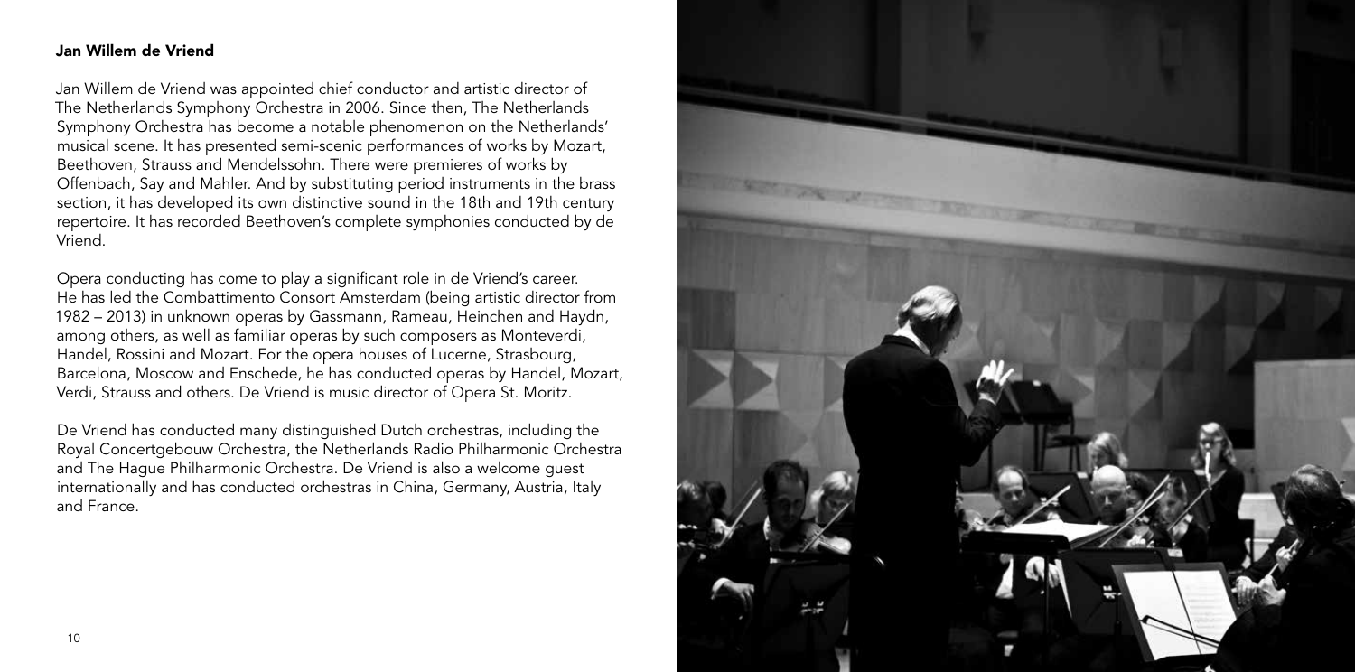## Jan Willem de Vriend

Jan Willem de Vriend was appointed chief conductor and artistic director of The Netherlands Symphony Orchestra in 2006. Since then, The Netherlands Symphony Orchestra has become a notable phenomenon on the Netherlands' musical scene. It has presented semi-scenic performances of works by Mozart, Beethoven, Strauss and Mendelssohn. There were premieres of works by Offenbach, Say and Mahler. And by substituting period instruments in the brass section, it has developed its own distinctive sound in the 18th and 19th century repertoire. It has recorded Beethoven's complete symphonies conducted by de Vriend.

Opera conducting has come to play a significant role in de Vriend's career. He has led the Combattimento Consort Amsterdam (being artistic director from 1982 – 2013) in unknown operas by Gassmann, Rameau, Heinchen and Haydn, among others, as well as familiar operas by such composers as Monteverdi, Handel, Rossini and Mozart. For the opera houses of Lucerne, Strasbourg, Barcelona, Moscow and Enschede, he has conducted operas by Handel, Mozart, Verdi, Strauss and others. De Vriend is music director of Opera St. Moritz.

De Vriend has conducted many distinguished Dutch orchestras, including the Royal Concertgebouw Orchestra, the Netherlands Radio Philharmonic Orchestra and The Hague Philharmonic Orchestra. De Vriend is also a welcome guest internationally and has conducted orchestras in China, Germany, Austria, Italy and France.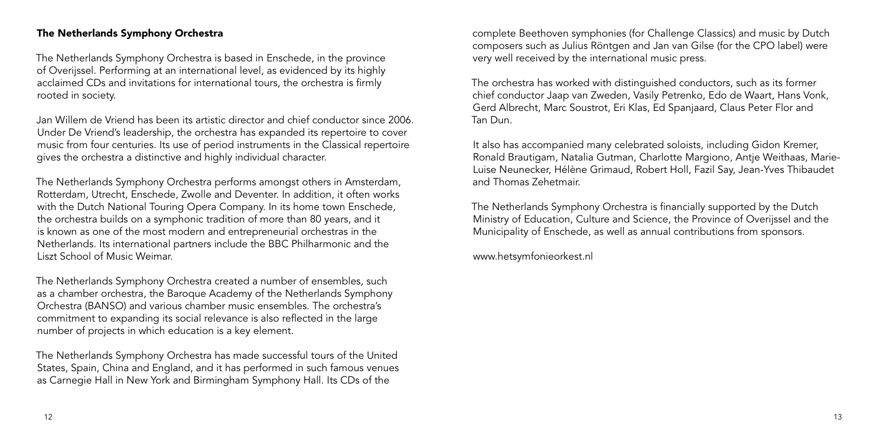## The Netherlands Symphony Orchestra

The Netherlands Symphony Orchestra is based in Enschede, in the province of Overijssel. Performing at an international level, as evidenced by its highly acclaimed CDs and invitations for international tours, the orchestra is firmly rooted in society.

Jan Willem de Vriend has been its artistic director and chief conductor since 2006. Under De Vriend's leadership, the orchestra has expanded its repertoire to cover music from four centuries. Its use of period instruments in the Classical repertoire gives the orchestra a distinctive and highly individual character.

The Netherlands Symphony Orchestra performs amongst others in Amsterdam, Rotterdam, Utrecht, Enschede, Zwolle and Deventer. In addition, it often works with the Dutch National Touring Opera Company. In its home town Enschede, the orchestra builds on a symphonic tradition of more than 80 years, and it is known as one of the most modern and entrepreneurial orchestras in the Netherlands. Its international partners include the BBC Philharmonic and the Liszt School of Music Weimar.

The Netherlands Symphony Orchestra created a number of ensembles, such as a chamber orchestra, the Baroque Academy of the Netherlands Symphony Orchestra (BANSO) and various chamber music ensembles. The orchestra's commitment to expanding its social relevance is also reflected in the large number of projects in which education is a key element.

The Netherlands Symphony Orchestra has made successful tours of the United States, Spain, China and England, and it has performed in such famous venues as Carnegie Hall in New York and Birmingham Symphony Hall. Its CDs of the complete Beethoven symphonies (for Challenge Classics) and music by Dutch composers such as Julius Röntgen and Jan van Gilse (for the CPO label) were very well received by the international music press.

The orchestra has worked with distinguished conductors, such as its former chief conductor Jaap van Zweden, Vasily Petrenko, Edo de Waart, Hans Vonk, Gerd Albrecht, Marc Soustrot, Eri Klas, Ed Spanjaard, Claus Peter Flor and Tan Dun.

It also has accompanied many celebrated soloists, including Gidon Kremer, Ronald Brautigam, Natalia Gutman, Charlotte Margiono, Antje Weithaas, Marie-Luise Neunecker, Hélène Grimaud, Robert Holl, Fazil Say, Jean-Yves Thibaudet and Thomas Zehetmair.

The Netherlands Symphony Orchestra is financially supported by the Dutch Ministry of Education, Culture and Science, the Province of Overijssel and the Municipality of Enschede, as well as annual contributions from sponsors.

www.hetsymfonieorkest.nl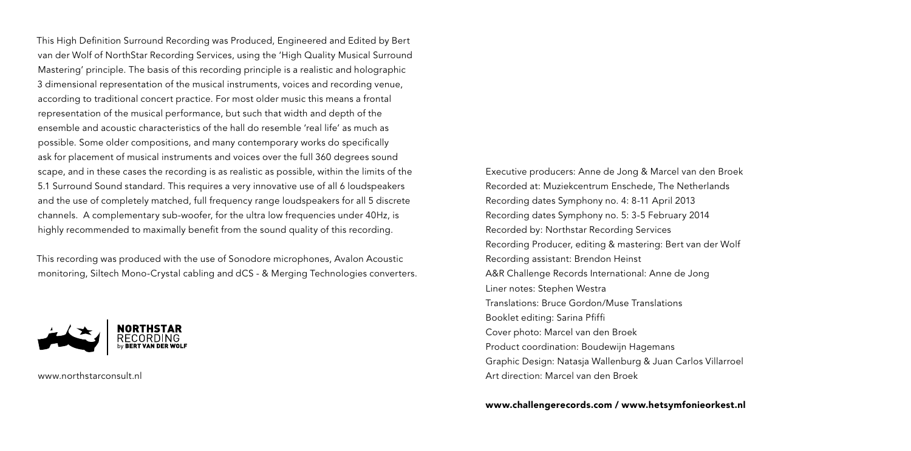This High Definition Surround Recording was Produced, Engineered and Edited by Bert van der Wolf of NorthStar Recording Services, using the 'High Quality Musical Surround Mastering' principle. The basis of this recording principle is a realistic and holographic 3 dimensional representation of the musical instruments, voices and recording venue, according to traditional concert practice. For most older music this means a frontal representation of the musical performance, but such that width and depth of the ensemble and acoustic characteristics of the hall do resemble 'real life' as much as possible. Some older compositions, and many contemporary works do specifically ask for placement of musical instruments and voices over the full 360 degrees sound scape, and in these cases the recording is as realistic as possible, within the limits of the 5.1 Surround Sound standard. This requires a very innovative use of all 6 loudspeakers and the use of completely matched, full frequency range loudspeakers for all 5 discrete channels. A complementary sub-woofer, for the ultra low frequencies under 40Hz, is highly recommended to maximally benefit from the sound quality of this recording.

This recording was produced with the use of Sonodore microphones, Avalon Acoustic monitoring, Siltech Mono-Crystal cabling and dCS - & Merging Technologies converters.

NORTHSTAR RECORDING by BERT VAN DER WOLF

www.northstarconsult.nl

Executive producers: Anne de Jong & Marcel van den Broek
Recorded at: Muziekcentrum Enschede, The Netherlands
Recording dates Symphony no. 4: 8-11 April 2013
Recording dates Symphony no. 5: 3-5 February 2014
Recorded by: Northstar Recording Services
Recording Producer, editing & mastering: Bert van der Wolf
Recording assistant: Brendon Heinst
A&R Challenge Records International: Anne de Jong
Liner notes: Stephen Westra
Translations: Bruce Gordon/Muse Translations
Booklet editing: Sarina Pfiffi
Cover photo: Marcel van den Broek
Product coordination: Boudewijn Hagemans
Graphic Design: Natasja Wallenburg & Juan Carlos Villarroel
Art direction: Marcel van den Broek

**www.challengerecords.com / www.hetsymfonieorkest.nl**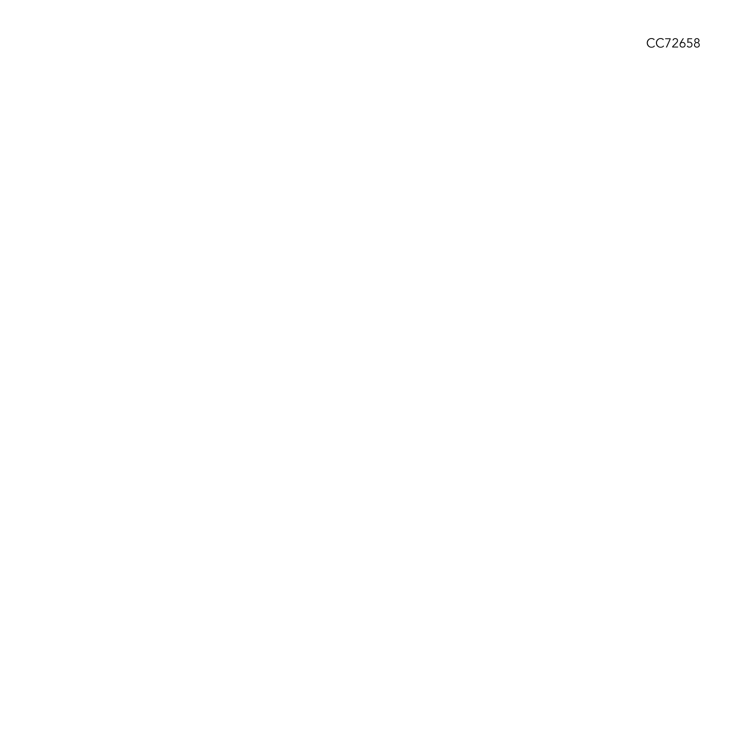CC72658